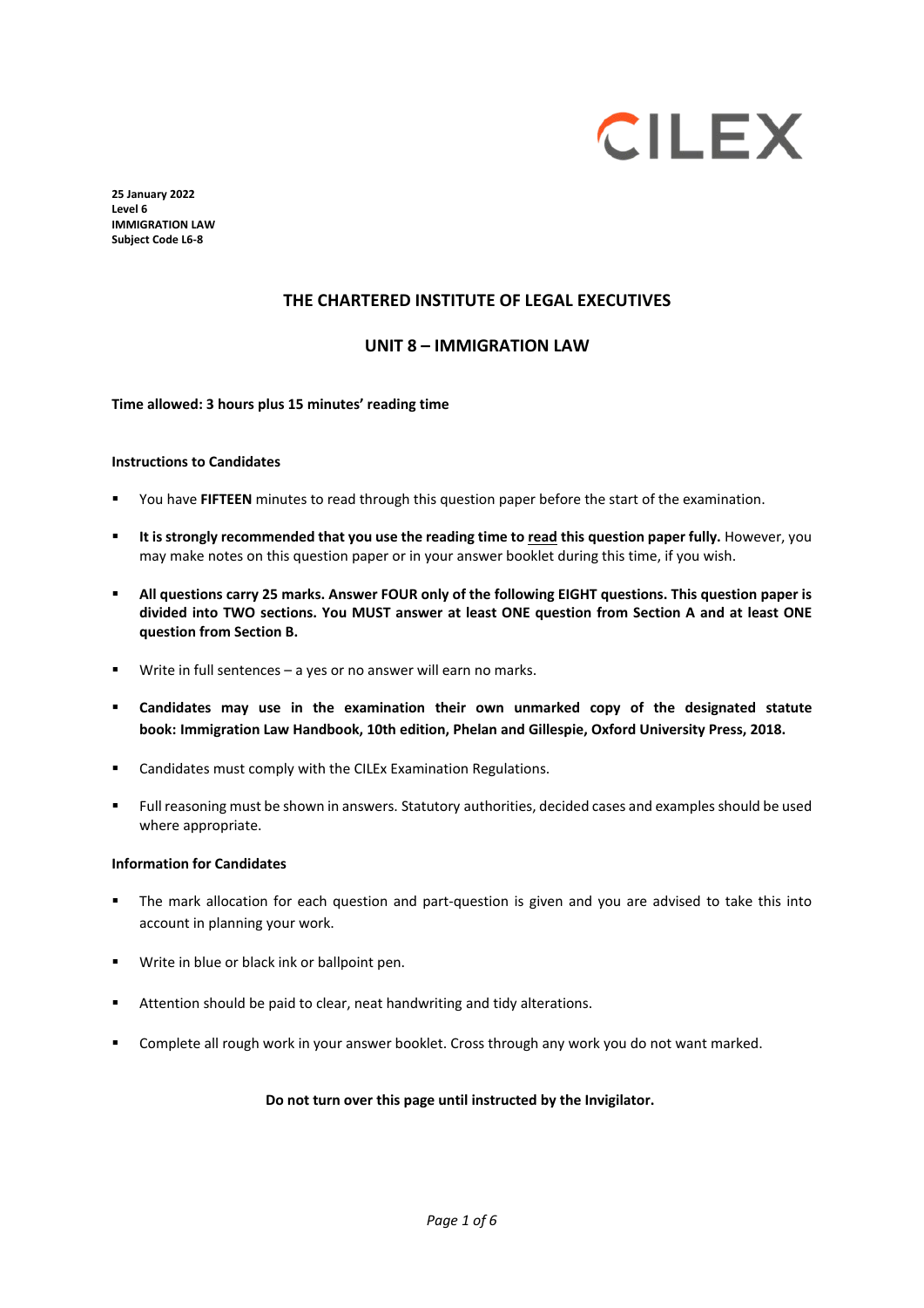CILEX

**25 January 2022**
**Level 6**
**IMMIGRATION LAW**
**Subject Code L6-8**

## THE CHARTERED INSTITUTE OF LEGAL EXECUTIVES

## UNIT 8 – IMMIGRATION LAW

**Time allowed: 3 hours plus 15 minutes' reading time**

**Instructions to Candidates**

- You have **FIFTEEN** minutes to read through this question paper before the start of the examination.
- **It is strongly recommended that you use the reading time to read this question paper fully.** However, you may make notes on this question paper or in your answer booklet during this time, if you wish.
- **All questions carry 25 marks. Answer FOUR only of the following EIGHT questions. This question paper is divided into TWO sections. You MUST answer at least ONE question from Section A and at least ONE question from Section B.**
- Write in full sentences – a yes or no answer will earn no marks.
- **Candidates may use in the examination their own unmarked copy of the designated statute book: Immigration Law Handbook, 10th edition, Phelan and Gillespie, Oxford University Press, 2018.**
- Candidates must comply with the CILEx Examination Regulations.
- Full reasoning must be shown in answers. Statutory authorities, decided cases and examples should be used where appropriate.

**Information for Candidates**

- The mark allocation for each question and part-question is given and you are advised to take this into account in planning your work.
- Write in blue or black ink or ballpoint pen.
- Attention should be paid to clear, neat handwriting and tidy alterations.
- Complete all rough work in your answer booklet. Cross through any work you do not want marked.

**Do not turn over this page until instructed by the Invigilator.**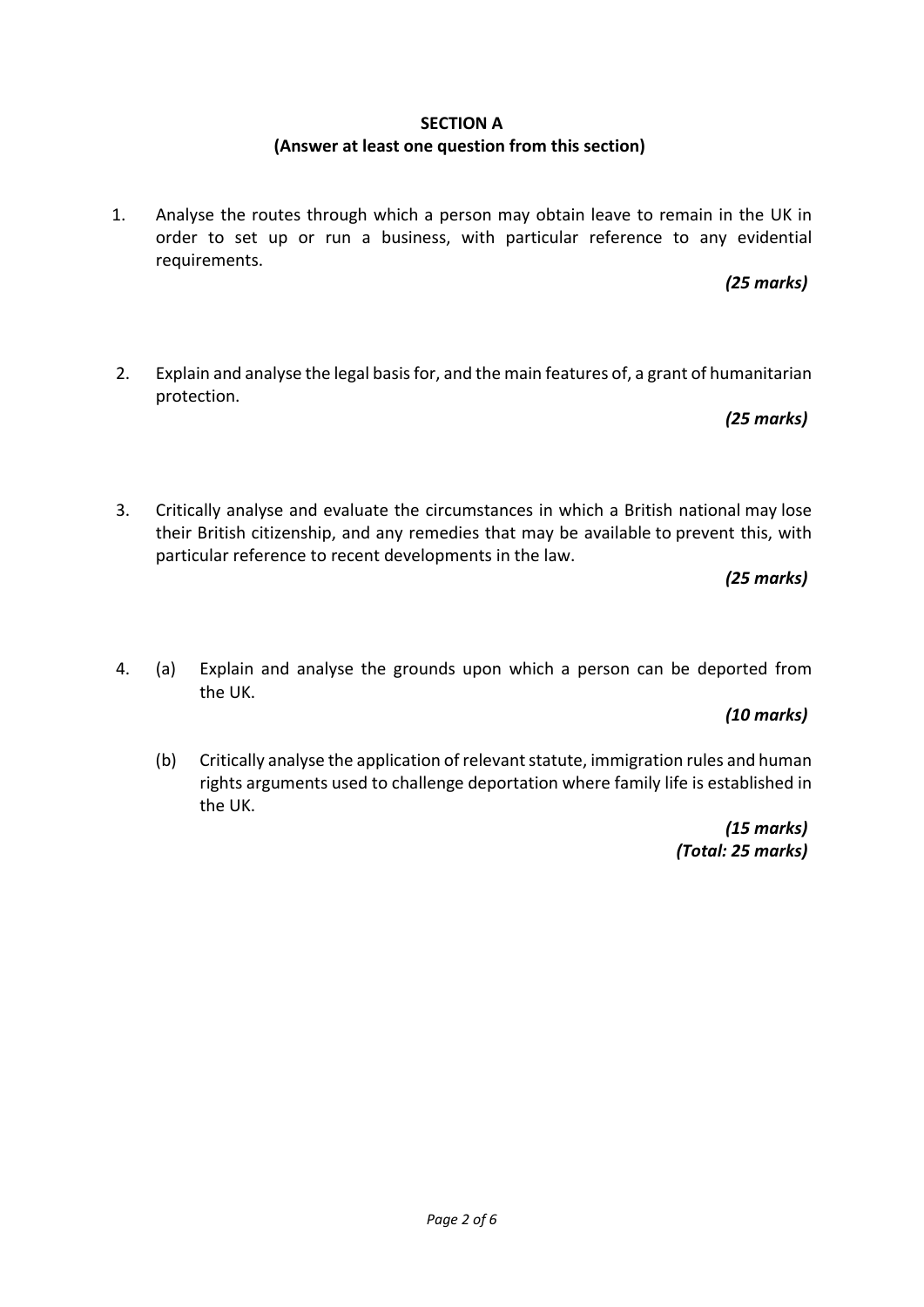## SECTION A

**(Answer at least one question from this section)**

1. Analyse the routes through which a person may obtain leave to remain in the UK in order to set up or run a business, with particular reference to any evidential requirements.

   ***(25 marks)***

2. Explain and analyse the legal basis for, and the main features of, a grant of humanitarian protection.

   ***(25 marks)***

3. Critically analyse and evaluate the circumstances in which a British national may lose their British citizenship, and any remedies that may be available to prevent this, with particular reference to recent developments in the law.

   ***(25 marks)***

4. (a) Explain and analyse the grounds upon which a person can be deported from the UK.

   ***(10 marks)***

   (b) Critically analyse the application of relevant statute, immigration rules and human rights arguments used to challenge deportation where family life is established in the UK.

   ***(15 marks)***
   ***(Total: 25 marks)***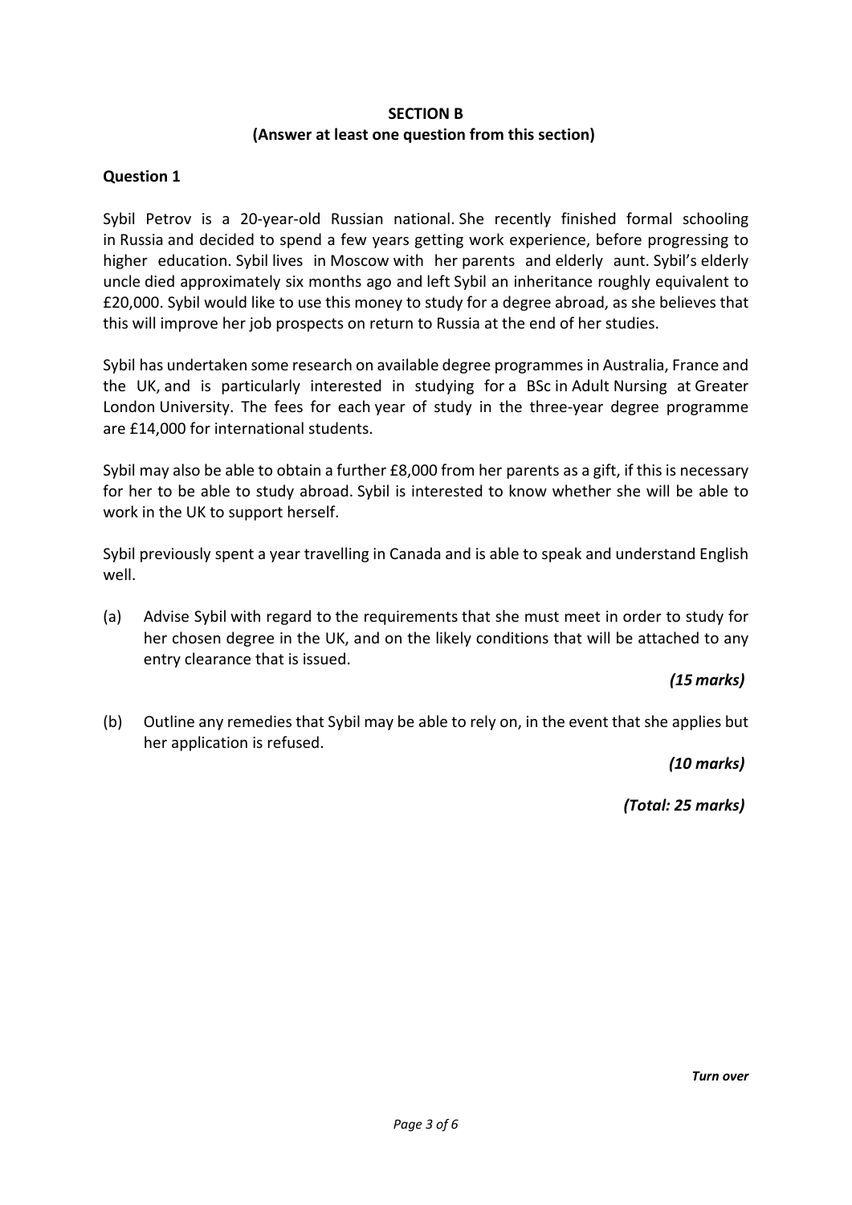## SECTION B
### (Answer at least one question from this section)

**Question 1**

Sybil Petrov is a 20-year-old Russian national. She recently finished formal schooling in Russia and decided to spend a few years getting work experience, before progressing to higher education. Sybil lives in Moscow with her parents and elderly aunt. Sybil's elderly uncle died approximately six months ago and left Sybil an inheritance roughly equivalent to £20,000. Sybil would like to use this money to study for a degree abroad, as she believes that this will improve her job prospects on return to Russia at the end of her studies.

Sybil has undertaken some research on available degree programmes in Australia, France and the UK, and is particularly interested in studying for a BSc in Adult Nursing at Greater London University. The fees for each year of study in the three-year degree programme are £14,000 for international students.

Sybil may also be able to obtain a further £8,000 from her parents as a gift, if this is necessary for her to be able to study abroad. Sybil is interested to know whether she will be able to work in the UK to support herself.

Sybil previously spent a year travelling in Canada and is able to speak and understand English well.

(a) Advise Sybil with regard to the requirements that she must meet in order to study for her chosen degree in the UK, and on the likely conditions that will be attached to any entry clearance that is issued.

*(15 marks)*

(b) Outline any remedies that Sybil may be able to rely on, in the event that she applies but her application is refused.

*(10 marks)*

*(Total: 25 marks)*

*Turn over*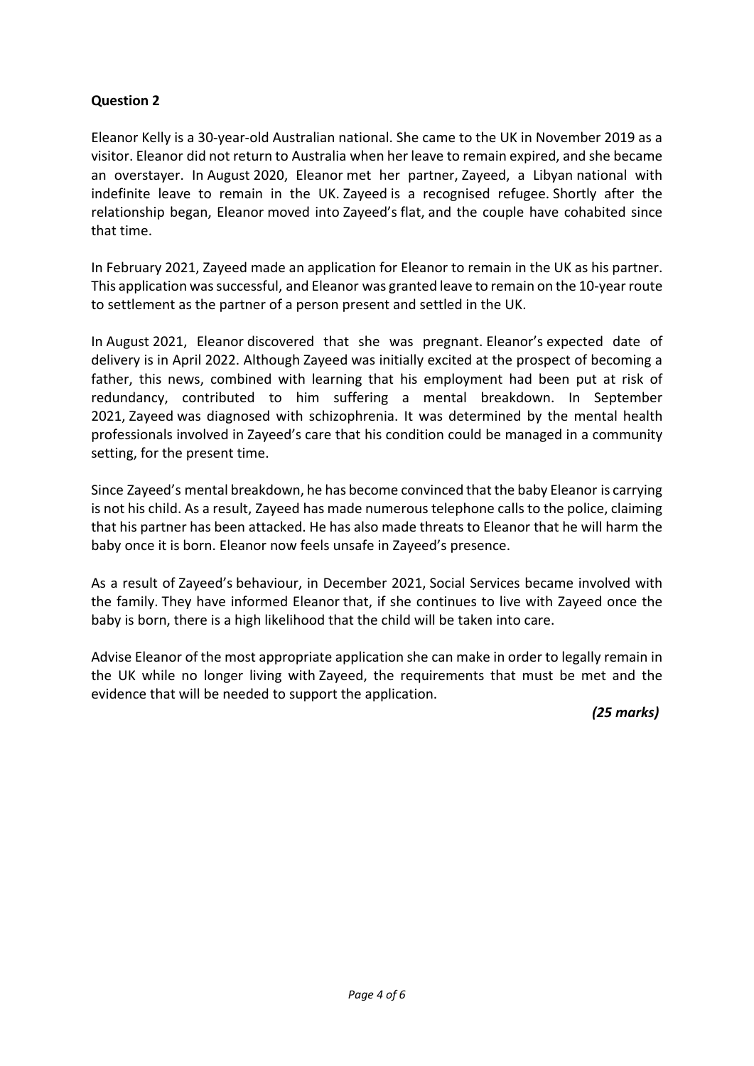**Question 2**

Eleanor Kelly is a 30-year-old Australian national. She came to the UK in November 2019 as a visitor. Eleanor did not return to Australia when her leave to remain expired, and she became an overstayer. In August 2020, Eleanor met her partner, Zayeed, a Libyan national with indefinite leave to remain in the UK. Zayeed is a recognised refugee. Shortly after the relationship began, Eleanor moved into Zayeed's flat, and the couple have cohabited since that time.

In February 2021, Zayeed made an application for Eleanor to remain in the UK as his partner. This application was successful, and Eleanor was granted leave to remain on the 10-year route to settlement as the partner of a person present and settled in the UK.

In August 2021, Eleanor discovered that she was pregnant. Eleanor's expected date of delivery is in April 2022. Although Zayeed was initially excited at the prospect of becoming a father, this news, combined with learning that his employment had been put at risk of redundancy, contributed to him suffering a mental breakdown. In September 2021, Zayeed was diagnosed with schizophrenia. It was determined by the mental health professionals involved in Zayeed's care that his condition could be managed in a community setting, for the present time.

Since Zayeed's mental breakdown, he has become convinced that the baby Eleanor is carrying is not his child. As a result, Zayeed has made numerous telephone calls to the police, claiming that his partner has been attacked. He has also made threats to Eleanor that he will harm the baby once it is born. Eleanor now feels unsafe in Zayeed's presence.

As a result of Zayeed's behaviour, in December 2021, Social Services became involved with the family. They have informed Eleanor that, if she continues to live with Zayeed once the baby is born, there is a high likelihood that the child will be taken into care.

Advise Eleanor of the most appropriate application she can make in order to legally remain in the UK while no longer living with Zayeed, the requirements that must be met and the evidence that will be needed to support the application.

*(25 marks)*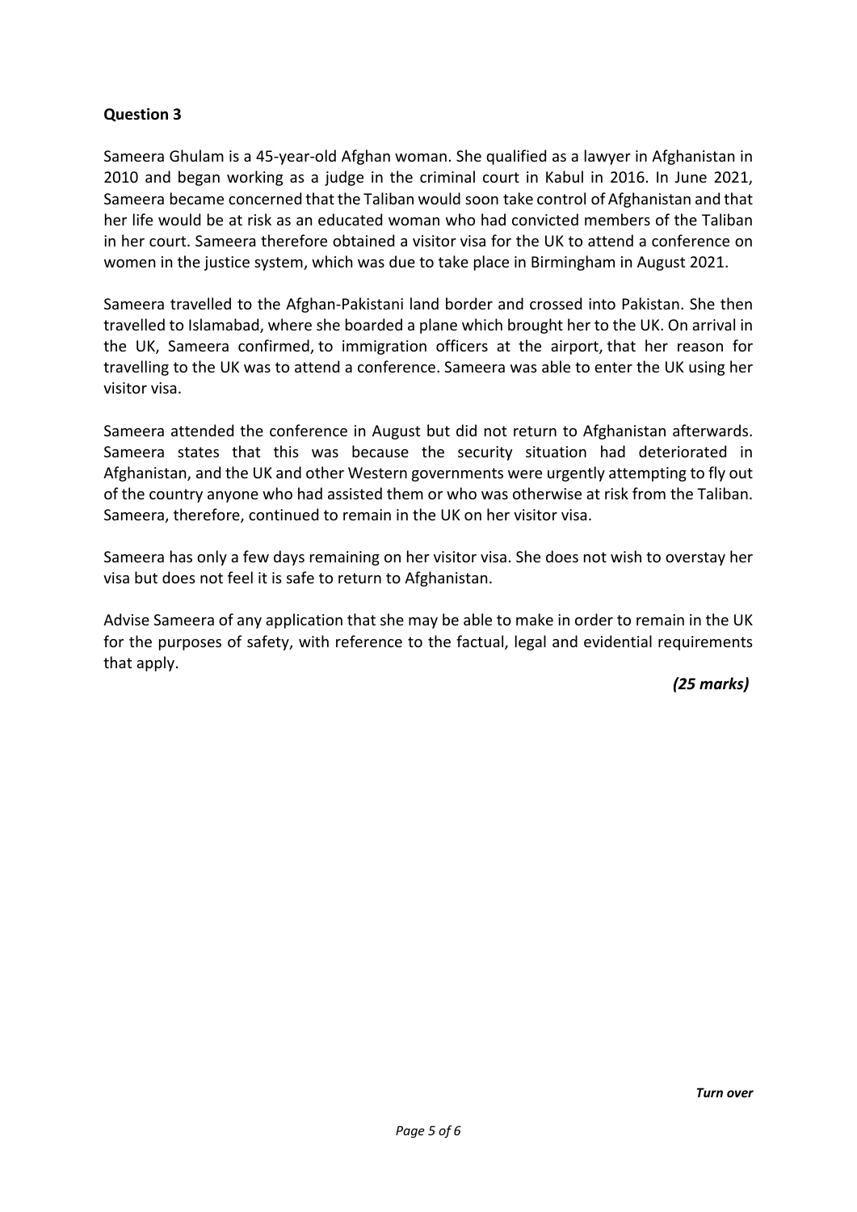**Question 3**

Sameera Ghulam is a 45-year-old Afghan woman. She qualified as a lawyer in Afghanistan in 2010 and began working as a judge in the criminal court in Kabul in 2016. In June 2021, Sameera became concerned that the Taliban would soon take control of Afghanistan and that her life would be at risk as an educated woman who had convicted members of the Taliban in her court. Sameera therefore obtained a visitor visa for the UK to attend a conference on women in the justice system, which was due to take place in Birmingham in August 2021.

Sameera travelled to the Afghan-Pakistani land border and crossed into Pakistan. She then travelled to Islamabad, where she boarded a plane which brought her to the UK. On arrival in the UK, Sameera confirmed, to immigration officers at the airport, that her reason for travelling to the UK was to attend a conference. Sameera was able to enter the UK using her visitor visa.

Sameera attended the conference in August but did not return to Afghanistan afterwards. Sameera states that this was because the security situation had deteriorated in Afghanistan, and the UK and other Western governments were urgently attempting to fly out of the country anyone who had assisted them or who was otherwise at risk from the Taliban. Sameera, therefore, continued to remain in the UK on her visitor visa.

Sameera has only a few days remaining on her visitor visa. She does not wish to overstay her visa but does not feel it is safe to return to Afghanistan.

Advise Sameera of any application that she may be able to make in order to remain in the UK for the purposes of safety, with reference to the factual, legal and evidential requirements that apply.

*(25 marks)*

***Turn over***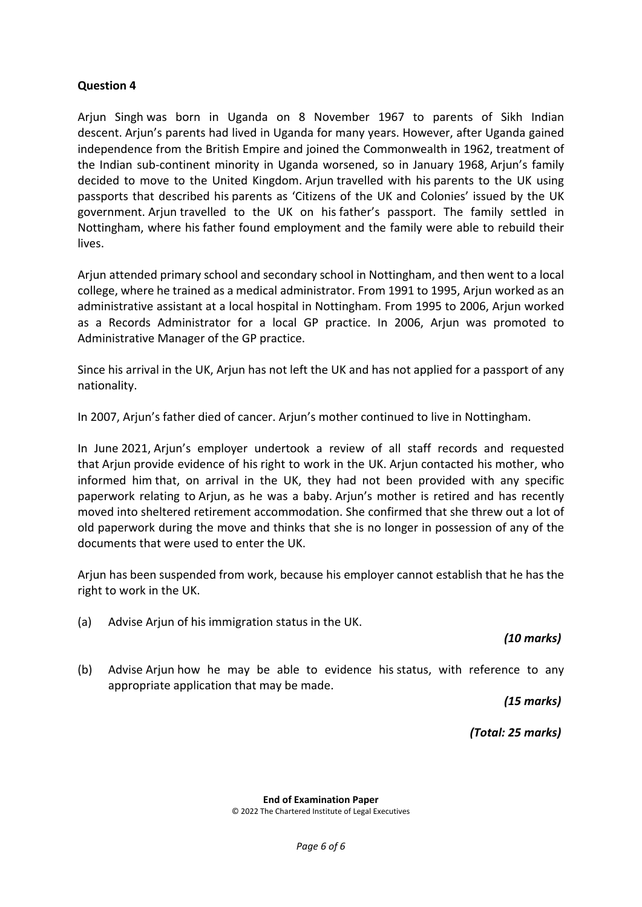**Question 4**

Arjun Singh was born in Uganda on 8 November 1967 to parents of Sikh Indian descent. Arjun's parents had lived in Uganda for many years. However, after Uganda gained independence from the British Empire and joined the Commonwealth in 1962, treatment of the Indian sub-continent minority in Uganda worsened, so in January 1968, Arjun's family decided to move to the United Kingdom. Arjun travelled with his parents to the UK using passports that described his parents as 'Citizens of the UK and Colonies' issued by the UK government. Arjun travelled to the UK on his father's passport. The family settled in Nottingham, where his father found employment and the family were able to rebuild their lives.

Arjun attended primary school and secondary school in Nottingham, and then went to a local college, where he trained as a medical administrator. From 1991 to 1995, Arjun worked as an administrative assistant at a local hospital in Nottingham. From 1995 to 2006, Arjun worked as a Records Administrator for a local GP practice. In 2006, Arjun was promoted to Administrative Manager of the GP practice.

Since his arrival in the UK, Arjun has not left the UK and has not applied for a passport of any nationality.

In 2007, Arjun's father died of cancer. Arjun's mother continued to live in Nottingham.

In June 2021, Arjun's employer undertook a review of all staff records and requested that Arjun provide evidence of his right to work in the UK. Arjun contacted his mother, who informed him that, on arrival in the UK, they had not been provided with any specific paperwork relating to Arjun, as he was a baby. Arjun's mother is retired and has recently moved into sheltered retirement accommodation. She confirmed that she threw out a lot of old paperwork during the move and thinks that she is no longer in possession of any of the documents that were used to enter the UK.

Arjun has been suspended from work, because his employer cannot establish that he has the right to work in the UK.

(a) Advise Arjun of his immigration status in the UK.

*(10 marks)*

(b) Advise Arjun how he may be able to evidence his status, with reference to any appropriate application that may be made.

*(15 marks)*

*(Total: 25 marks)*

**End of Examination Paper**

© 2022 The Chartered Institute of Legal Executives